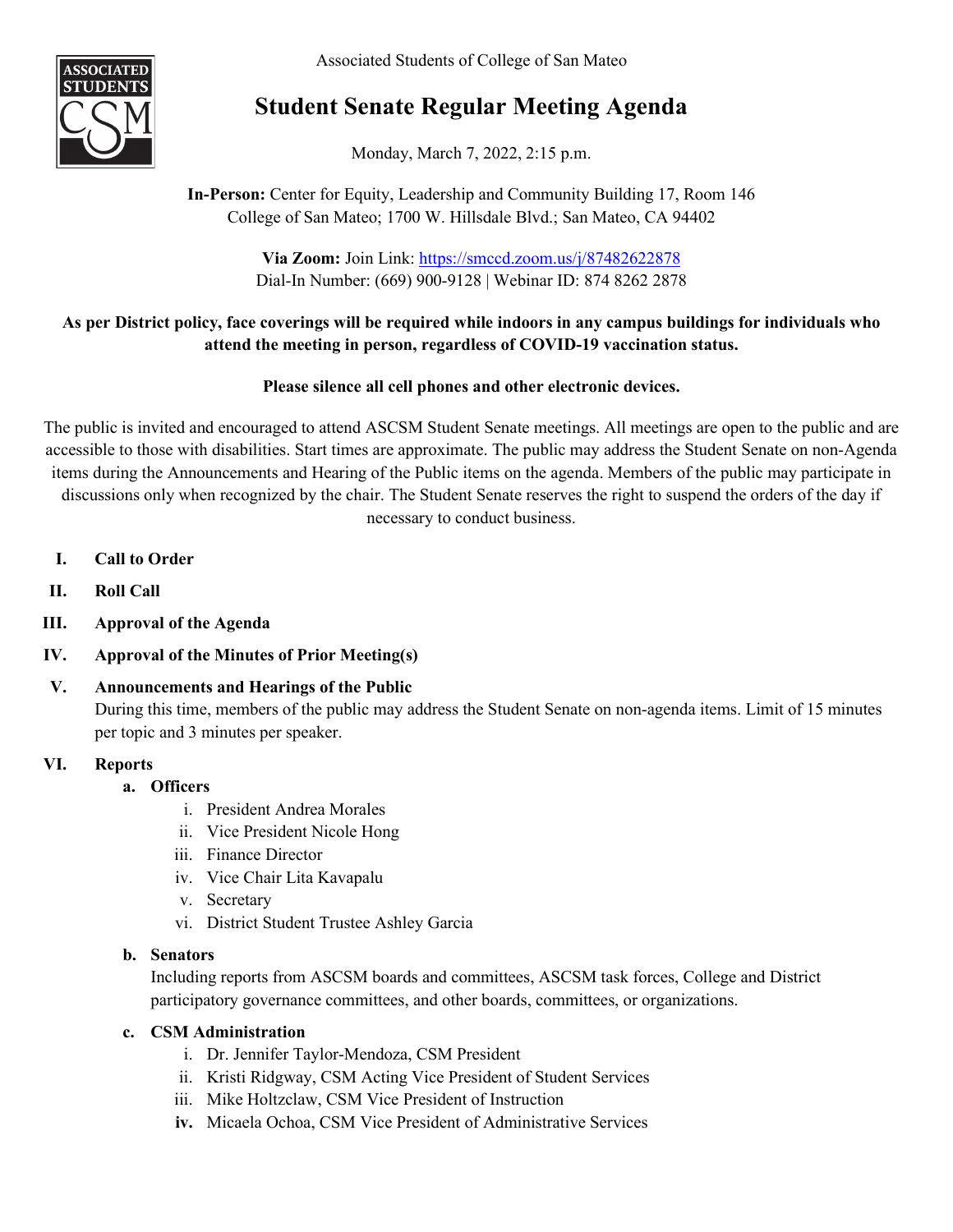Associated Students of College of San Mateo

# Student Senate Regular Meeting Agenda

Monday, March 7, 2022, 2:15 p.m.

**In-Person:** Center for Equity, Leadership and Community Building 17, Room 146
College of San Mateo; 1700 W. Hillsdale Blvd.; San Mateo, CA 94402

**Via Zoom:** Join Link: https://smccd.zoom.us/j/87482622878
Dial-In Number: (669) 900-9128 | Webinar ID: 874 8262 2878

**As per District policy, face coverings will be required while indoors in any campus buildings for individuals who attend the meeting in person, regardless of COVID-19 vaccination status.**

**Please silence all cell phones and other electronic devices.**

The public is invited and encouraged to attend ASCSM Student Senate meetings. All meetings are open to the public and are accessible to those with disabilities. Start times are approximate. The public may address the Student Senate on non-Agenda items during the Announcements and Hearing of the Public items on the agenda. Members of the public may participate in discussions only when recognized by the chair. The Student Senate reserves the right to suspend the orders of the day if necessary to conduct business.

I. **Call to Order**

II. **Roll Call**

III. **Approval of the Agenda**

IV. **Approval of the Minutes of Prior Meeting(s)**

V. **Announcements and Hearings of the Public**
During this time, members of the public may address the Student Senate on non-agenda items. Limit of 15 minutes per topic and 3 minutes per speaker.

VI. **Reports**

a. **Officers**
   i. President Andrea Morales
   ii. Vice President Nicole Hong
   iii. Finance Director
   iv. Vice Chair Lita Kavapalu
   v. Secretary
   vi. District Student Trustee Ashley Garcia

b. **Senators**
Including reports from ASCSM boards and committees, ASCSM task forces, College and District participatory governance committees, and other boards, committees, or organizations.

c. **CSM Administration**
   i. Dr. Jennifer Taylor-Mendoza, CSM President
   ii. Kristi Ridgway, CSM Acting Vice President of Student Services
   iii. Mike Holtzclaw, CSM Vice President of Instruction
   **iv.** Micaela Ochoa, CSM Vice President of Administrative Services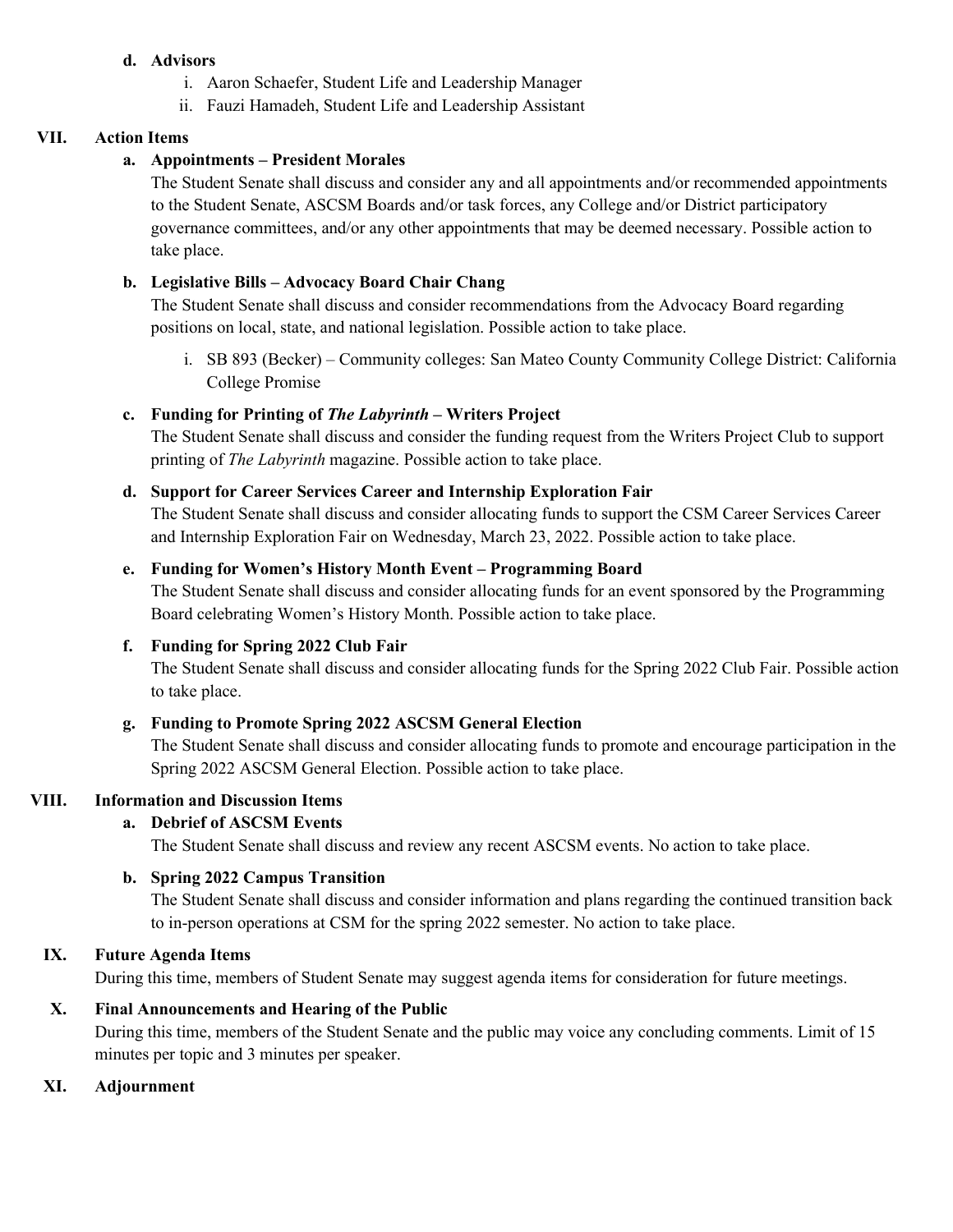d. **Advisors**
   i. Aaron Schaefer, Student Life and Leadership Manager
   ii. Fauzi Hamadeh, Student Life and Leadership Assistant

**VII. Action Items**

a. **Appointments – President Morales**
   The Student Senate shall discuss and consider any and all appointments and/or recommended appointments to the Student Senate, ASCSM Boards and/or task forces, any College and/or District participatory governance committees, and/or any other appointments that may be deemed necessary. Possible action to take place.

b. **Legislative Bills – Advocacy Board Chair Chang**
   The Student Senate shall discuss and consider recommendations from the Advocacy Board regarding positions on local, state, and national legislation. Possible action to take place.

   i. SB 893 (Becker) – Community colleges: San Mateo County Community College District: California College Promise

c. **Funding for Printing of *The Labyrinth* – Writers Project**
   The Student Senate shall discuss and consider the funding request from the Writers Project Club to support printing of *The Labyrinth* magazine. Possible action to take place.

d. **Support for Career Services Career and Internship Exploration Fair**
   The Student Senate shall discuss and consider allocating funds to support the CSM Career Services Career and Internship Exploration Fair on Wednesday, March 23, 2022. Possible action to take place.

e. **Funding for Women's History Month Event – Programming Board**
   The Student Senate shall discuss and consider allocating funds for an event sponsored by the Programming Board celebrating Women's History Month. Possible action to take place.

f. **Funding for Spring 2022 Club Fair**
   The Student Senate shall discuss and consider allocating funds for the Spring 2022 Club Fair. Possible action to take place.

g. **Funding to Promote Spring 2022 ASCSM General Election**
   The Student Senate shall discuss and consider allocating funds to promote and encourage participation in the Spring 2022 ASCSM General Election. Possible action to take place.

**VIII. Information and Discussion Items**

a. **Debrief of ASCSM Events**
   The Student Senate shall discuss and review any recent ASCSM events. No action to take place.

b. **Spring 2022 Campus Transition**
   The Student Senate shall discuss and consider information and plans regarding the continued transition back to in-person operations at CSM for the spring 2022 semester. No action to take place.

**IX. Future Agenda Items**

During this time, members of Student Senate may suggest agenda items for consideration for future meetings.

**X. Final Announcements and Hearing of the Public**

During this time, members of the Student Senate and the public may voice any concluding comments. Limit of 15 minutes per topic and 3 minutes per speaker.

**XI. Adjournment**